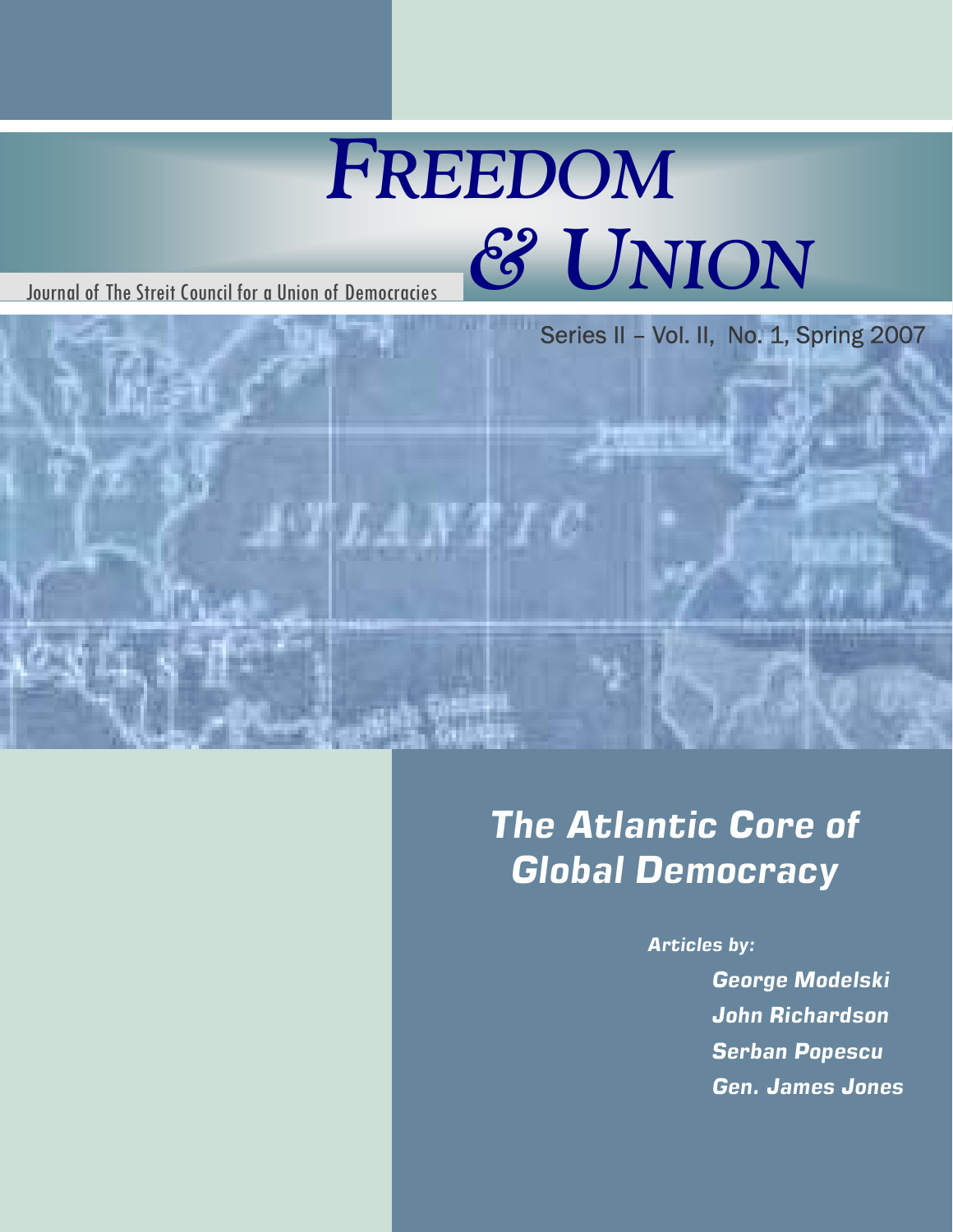# *Freedom & Union*

Journal of The Streit Council for a Union of Democracies

Series II – Vol. II, No. 1, Spring 2007

## *The Atlantic Core of Global Democracy*

***Articles by:***

***George Modelski***

***John Richardson***

***Serban Popescu***

***Gen. James Jones***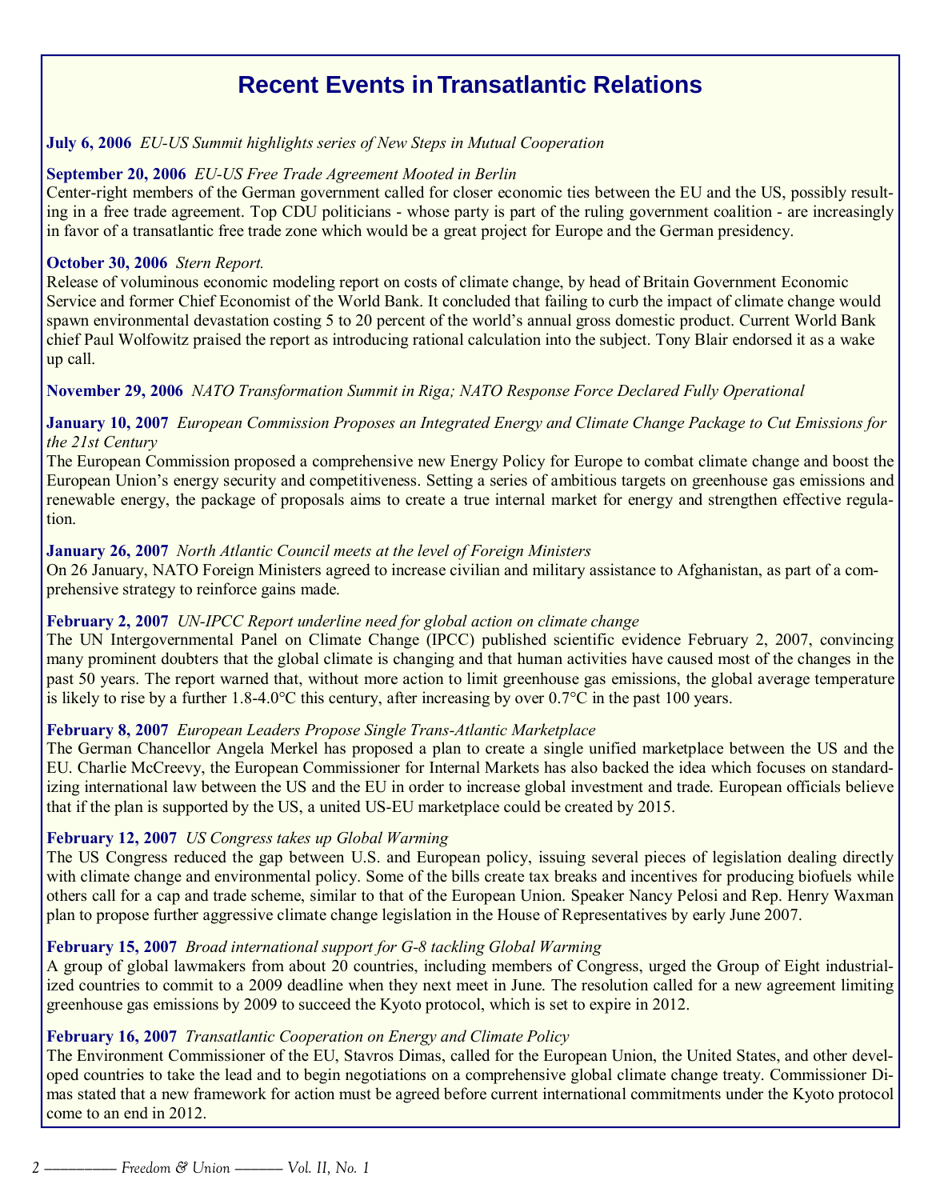# Recent Events in Transatlantic Relations

**July 6, 2006** *EU-US Summit highlights series of New Steps in Mutual Cooperation*

**September 20, 2006** *EU-US Free Trade Agreement Mooted in Berlin*

Center-right members of the German government called for closer economic ties between the EU and the US, possibly resulting in a free trade agreement. Top CDU politicians - whose party is part of the ruling government coalition - are increasingly in favor of a transatlantic free trade zone which would be a great project for Europe and the German presidency.

**October 30, 2006** *Stern Report.*

Release of voluminous economic modeling report on costs of climate change, by head of Britain Government Economic Service and former Chief Economist of the World Bank. It concluded that failing to curb the impact of climate change would spawn environmental devastation costing 5 to 20 percent of the world's annual gross domestic product. Current World Bank chief Paul Wolfowitz praised the report as introducing rational calculation into the subject. Tony Blair endorsed it as a wake up call.

**November 29, 2006** *NATO Transformation Summit in Riga; NATO Response Force Declared Fully Operational*

**January 10, 2007** *European Commission Proposes an Integrated Energy and Climate Change Package to Cut Emissions for the 21st Century*

The European Commission proposed a comprehensive new Energy Policy for Europe to combat climate change and boost the European Union's energy security and competitiveness. Setting a series of ambitious targets on greenhouse gas emissions and renewable energy, the package of proposals aims to create a true internal market for energy and strengthen effective regulation.

**January 26, 2007** *North Atlantic Council meets at the level of Foreign Ministers*

On 26 January, NATO Foreign Ministers agreed to increase civilian and military assistance to Afghanistan, as part of a comprehensive strategy to reinforce gains made.

**February 2, 2007** *UN-IPCC Report underline need for global action on climate change*

The UN Intergovernmental Panel on Climate Change (IPCC) published scientific evidence February 2, 2007, convincing many prominent doubters that the global climate is changing and that human activities have caused most of the changes in the past 50 years. The report warned that, without more action to limit greenhouse gas emissions, the global average temperature is likely to rise by a further 1.8-4.0°C this century, after increasing by over 0.7°C in the past 100 years.

**February 8, 2007** *European Leaders Propose Single Trans-Atlantic Marketplace*

The German Chancellor Angela Merkel has proposed a plan to create a single unified marketplace between the US and the EU. Charlie McCreevy, the European Commissioner for Internal Markets has also backed the idea which focuses on standardizing international law between the US and the EU in order to increase global investment and trade. European officials believe that if the plan is supported by the US, a united US-EU marketplace could be created by 2015.

**February 12, 2007** *US Congress takes up Global Warming*

The US Congress reduced the gap between U.S. and European policy, issuing several pieces of legislation dealing directly with climate change and environmental policy. Some of the bills create tax breaks and incentives for producing biofuels while others call for a cap and trade scheme, similar to that of the European Union. Speaker Nancy Pelosi and Rep. Henry Waxman plan to propose further aggressive climate change legislation in the House of Representatives by early June 2007.

**February 15, 2007** *Broad international support for G-8 tackling Global Warming*

A group of global lawmakers from about 20 countries, including members of Congress, urged the Group of Eight industrialized countries to commit to a 2009 deadline when they next meet in June. The resolution called for a new agreement limiting greenhouse gas emissions by 2009 to succeed the Kyoto protocol, which is set to expire in 2012.

**February 16, 2007** *Transatlantic Cooperation on Energy and Climate Policy*

The Environment Commissioner of the EU, Stavros Dimas, called for the European Union, the United States, and other developed countries to take the lead and to begin negotiations on a comprehensive global climate change treaty. Commissioner Dimas stated that a new framework for action must be agreed before current international commitments under the Kyoto protocol come to an end in 2012.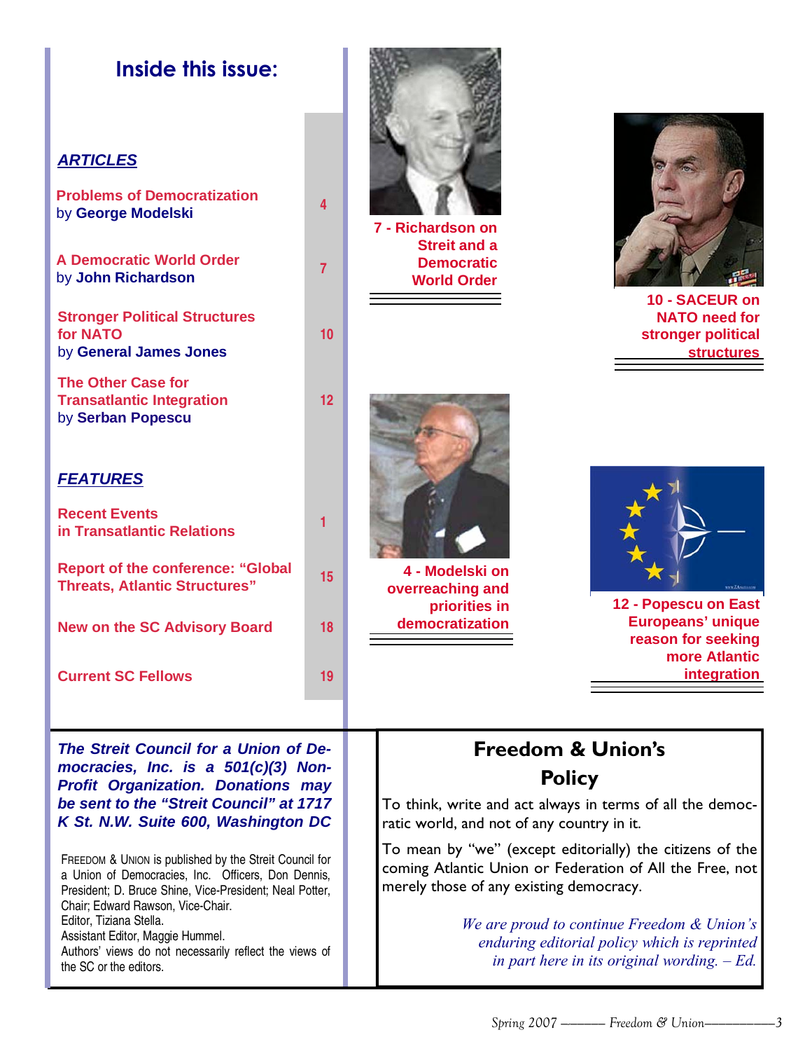## Inside this issue:

### *ARTICLES*

| | |
|---|---|
| **Problems of Democratization** by **George Modelski** | 4 |
| **A Democratic World Order** by **John Richardson** | 7 |
| **Stronger Political Structures for NATO** by **General James Jones** | 10 |
| **The Other Case for Transatlantic Integration** by **Serban Popescu** | 12 |

### *FEATURES*

| | |
|---|---|
| **Recent Events in Transatlantic Relations** | 1 |
| **Report of the conference: "Global Threats, Atlantic Structures"** | 15 |
| **New on the SC Advisory Board** | 18 |
| **Current SC Fellows** | 19 |

**7 - Richardson on Streit and a Democratic World Order**

**10 - SACEUR on NATO need for stronger political structures**

**4 - Modelski on overreaching and priorities in democratization**

**12 - Popescu on East Europeans' unique reason for seeking more Atlantic integration**

***The Streit Council for a Union of Democracies, Inc. is a 501(c)(3) Non-Profit Organization. Donations may be sent to the "Streit Council" at 1717 K St. N.W. Suite 600, Washington DC***

FREEDOM & UNION is published by the Streit Council for a Union of Democracies, Inc. Officers, Don Dennis, President; D. Bruce Shine, Vice-President; Neal Potter, Chair; Edward Rawson, Vice-Chair.
Editor, Tiziana Stella.
Assistant Editor, Maggie Hummel.
Authors' views do not necessarily reflect the views of the SC or the editors.

## Freedom & Union's Policy

To think, write and act always in terms of all the democratic world, and not of any country in it.

To mean by "we" (except editorially) the citizens of the coming Atlantic Union or Federation of All the Free, not merely those of any existing democracy.

*We are proud to continue Freedom & Union's enduring editorial policy which is reprinted in part here in its original wording. – Ed.*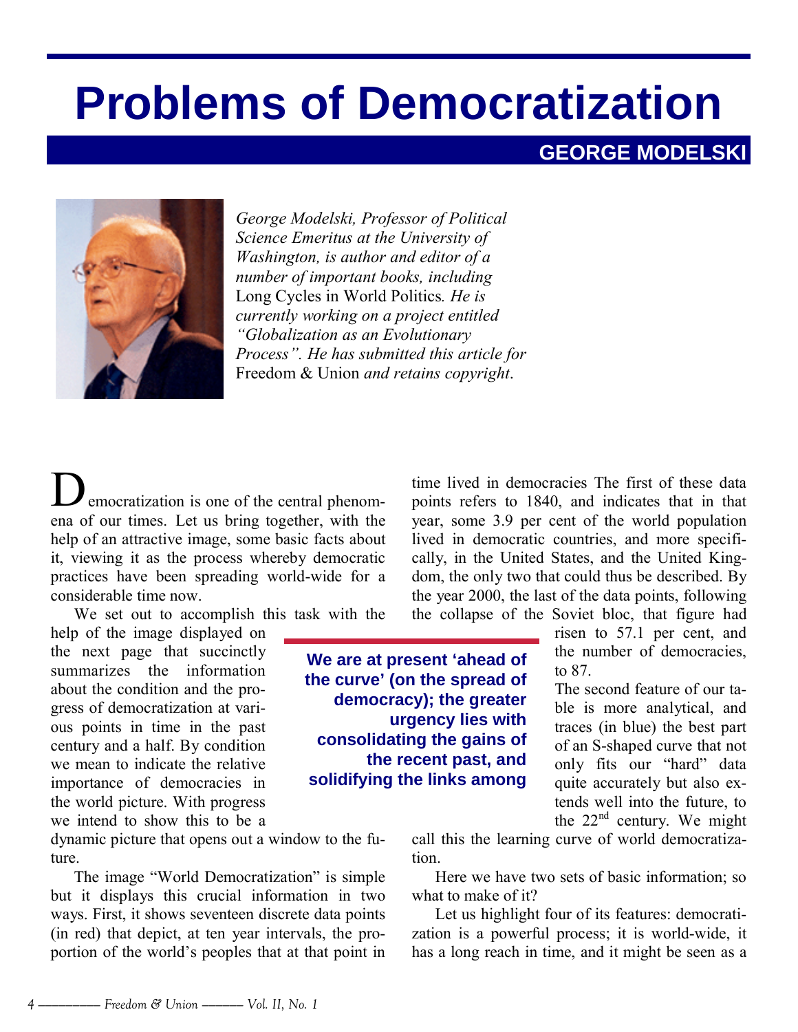# Problems of Democratization

## GEORGE MODELSKI

*George Modelski, Professor of Political Science Emeritus at the University of Washington, is author and editor of a number of important books, including* Long Cycles in World Politics*. He is currently working on a project entitled "Globalization as an Evolutionary Process". He has submitted this article for* Freedom & Union *and retains copyright*.

Democratization is one of the central phenomena of our times. Let us bring together, with the help of an attractive image, some basic facts about it, viewing it as the process whereby democratic practices have been spreading world-wide for a considerable time now.

We set out to accomplish this task with the help of the image displayed on the next page that succinctly summarizes the information about the condition and the progress of democratization at various points in time in the past century and a half. By condition we mean to indicate the relative importance of democracies in the world picture. With progress we intend to show this to be a dynamic picture that opens out a window to the future.

The image "World Democratization" is simple but it displays this crucial information in two ways. First, it shows seventeen discrete data points (in red) that depict, at ten year intervals, the proportion of the world's peoples that at that point in time lived in democracies The first of these data points refers to 1840, and indicates that in that year, some 3.9 per cent of the world population lived in democratic countries, and more specifically, in the United States, and the United Kingdom, the only two that could thus be described. By the year 2000, the last of the data points, following the collapse of the Soviet bloc, that figure had risen to 57.1 per cent, and the number of democracies, to 87.

**We are at present 'ahead of the curve' (on the spread of democracy); the greater urgency lies with consolidating the gains of the recent past, and solidifying the links among**

The second feature of our table is more analytical, and traces (in blue) the best part of an S-shaped curve that not only fits our "hard" data quite accurately but also extends well into the future, to the 22nd century. We might call this the learning curve of world democratization.

Here we have two sets of basic information; so what to make of it?

Let us highlight four of its features: democratization is a powerful process; it is world-wide, it has a long reach in time, and it might be seen as a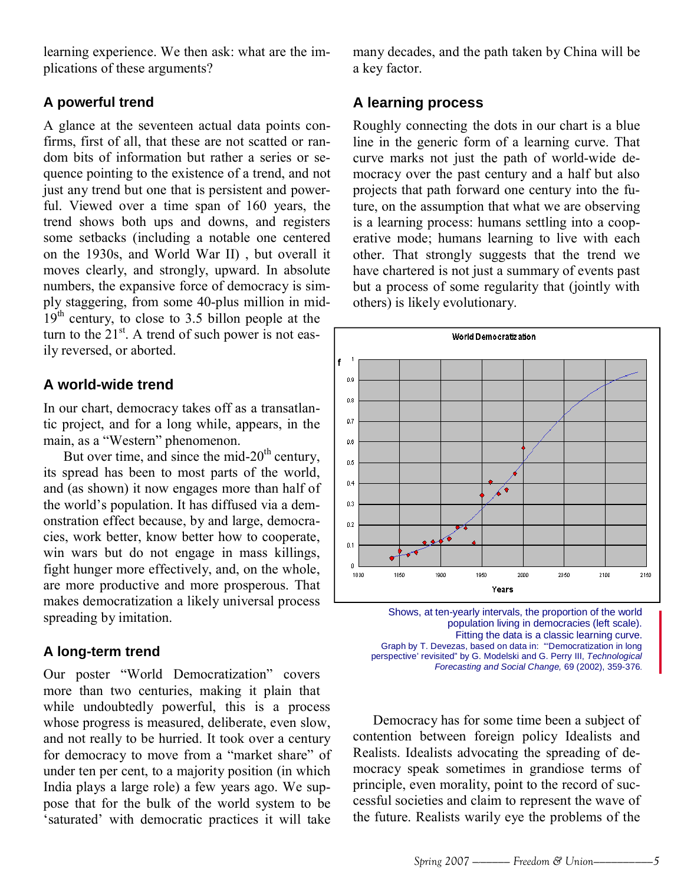learning experience. We then ask: what are the implications of these arguments?

### A powerful trend

A glance at the seventeen actual data points confirms, first of all, that these are not scatted or random bits of information but rather a series or sequence pointing to the existence of a trend, and not just any trend but one that is persistent and powerful. Viewed over a time span of 160 years, the trend shows both ups and downs, and registers some setbacks (including a notable one centered on the 1930s, and World War II) , but overall it moves clearly, and strongly, upward. In absolute numbers, the expansive force of democracy is simply staggering, from some 40-plus million in mid-19th century, to close to 3.5 billon people at the turn to the 21st. A trend of such power is not easily reversed, or aborted.

### A world-wide trend

In our chart, democracy takes off as a transatlantic project, and for a long while, appears, in the main, as a "Western" phenomenon.

But over time, and since the mid-20th century, its spread has been to most parts of the world, and (as shown) it now engages more than half of the world's population. It has diffused via a demonstration effect because, by and large, democracies, work better, know better how to cooperate, win wars but do not engage in mass killings, fight hunger more effectively, and, on the whole, are more productive and more prosperous. That makes democratization a likely universal process spreading by imitation.

### A long-term trend

Our poster "World Democratization" covers more than two centuries, making it plain that while undoubtedly powerful, this is a process whose progress is measured, deliberate, even slow, and not really to be hurried. It took over a century for democracy to move from a "market share" of under ten per cent, to a majority position (in which India plays a large role) a few years ago. We suppose that for the bulk of the world system to be 'saturated' with democratic practices it will take many decades, and the path taken by China will be a key factor.

### A learning process

Roughly connecting the dots in our chart is a blue line in the generic form of a learning curve. That curve marks not just the path of world-wide democracy over the past century and a half but also projects that path forward one century into the future, on the assumption that what we are observing is a learning process: humans settling into a cooperative mode; humans learning to live with each other. That strongly suggests that the trend we have chartered is not just a summary of events past but a process of some regularity that (jointly with others) is likely evolutionary.

Shows, at ten-yearly intervals, the proportion of the world population living in democracies (left scale). Fitting the data is a classic learning curve. Graph by T. Devezas, based on data in: "'Democratization in long perspective' revisited" by G. Modelski and G. Perry III, *Technological Forecasting and Social Change,* 69 (2002), 359-376.

Democracy has for some time been a subject of contention between foreign policy Idealists and Realists. Idealists advocating the spreading of democracy speak sometimes in grandiose terms of principle, even morality, point to the record of successful societies and claim to represent the wave of the future. Realists warily eye the problems of the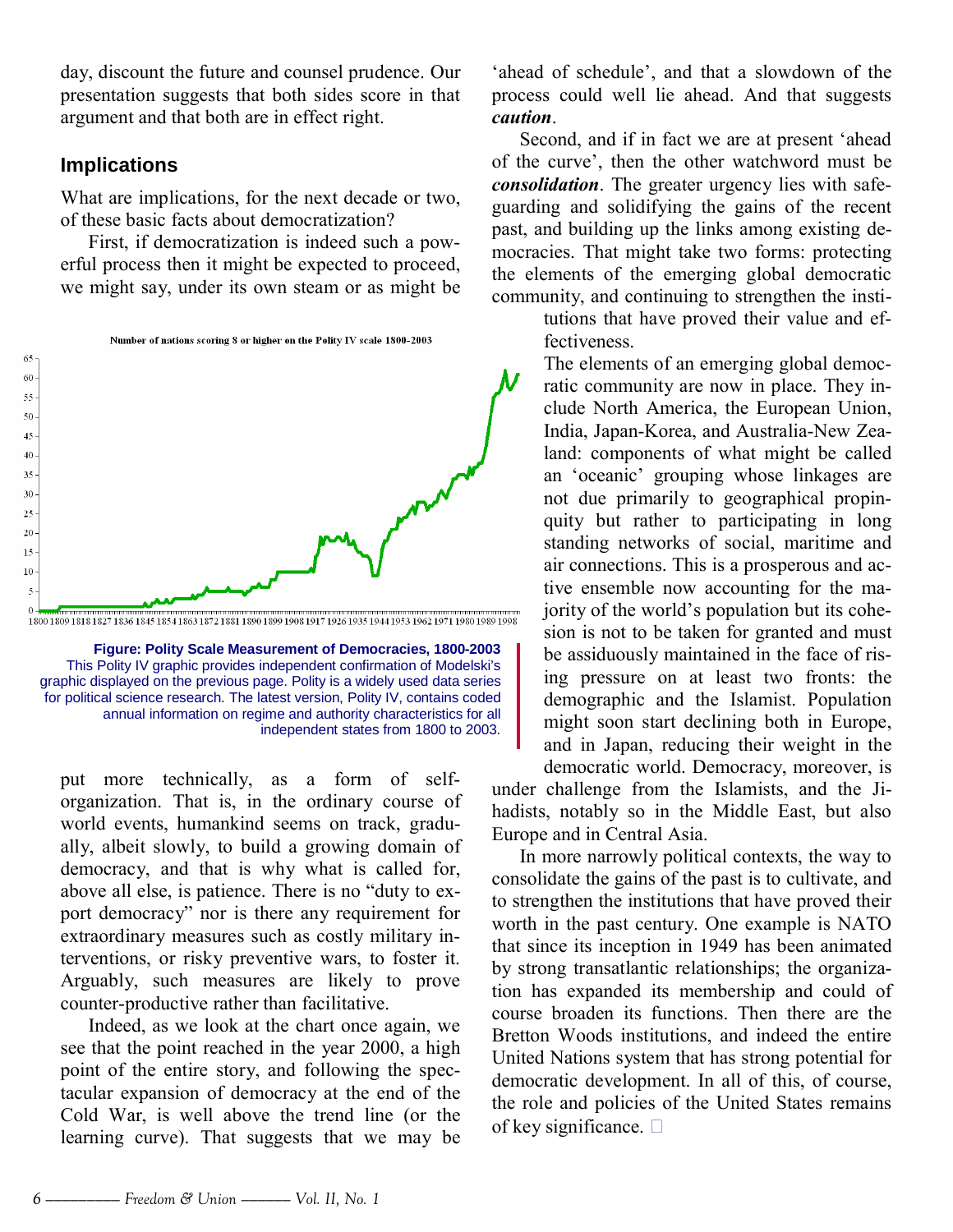day, discount the future and counsel prudence. Our presentation suggests that both sides score in that argument and that both are in effect right.

## Implications

What are implications, for the next decade or two, of these basic facts about democratization?

First, if democratization is indeed such a powerful process then it might be expected to proceed, we might say, under its own steam or as might be put more technically, as a form of self-organization. That is, in the ordinary course of world events, humankind seems on track, gradually, albeit slowly, to build a growing domain of democracy, and that is why what is called for, above all else, is patience. There is no "duty to export democracy" nor is there any requirement for extraordinary measures such as costly military interventions, or risky preventive wars, to foster it. Arguably, such measures are likely to prove counter-productive rather than facilitative.

**Figure: Polity Scale Measurement of Democracies, 1800-2003**
This Polity IV graphic provides independent confirmation of Modelski's graphic displayed on the previous page. Polity is a widely used data series for political science research. The latest version, Polity IV, contains coded annual information on regime and authority characteristics for all independent states from 1800 to 2003.

Indeed, as we look at the chart once again, we see that the point reached in the year 2000, a high point of the entire story, and following the spectacular expansion of democracy at the end of the Cold War, is well above the trend line (or the learning curve). That suggests that we may be 'ahead of schedule', and that a slowdown of the process could well lie ahead. And that suggests ***caution***.

Second, and if in fact we are at present 'ahead of the curve', then the other watchword must be ***consolidation***. The greater urgency lies with safeguarding and solidifying the gains of the recent past, and building up the links among existing democracies. That might take two forms: protecting the elements of the emerging global democratic community, and continuing to strengthen the institutions that have proved their value and effectiveness.

The elements of an emerging global democratic community are now in place. They include North America, the European Union, India, Japan-Korea, and Australia-New Zealand: components of what might be called an 'oceanic' grouping whose linkages are not due primarily to geographical propinquity but rather to participating in long standing networks of social, maritime and air connections. This is a prosperous and active ensemble now accounting for the majority of the world's population but its cohesion is not to be taken for granted and must be assiduously maintained in the face of rising pressure on at least two fronts: the demographic and the Islamist. Population might soon start declining both in Europe, and in Japan, reducing their weight in the democratic world. Democracy, moreover, is under challenge from the Islamists, and the Jihadists, notably so in the Middle East, but also Europe and in Central Asia.

In more narrowly political contexts, the way to consolidate the gains of the past is to cultivate, and to strengthen the institutions that have proved their worth in the past century. One example is NATO that since its inception in 1949 has been animated by strong transatlantic relationships; the organization has expanded its membership and could of course broaden its functions. Then there are the Bretton Woods institutions, and indeed the entire United Nations system that has strong potential for democratic development. In all of this, of course, the role and policies of the United States remains of key significance.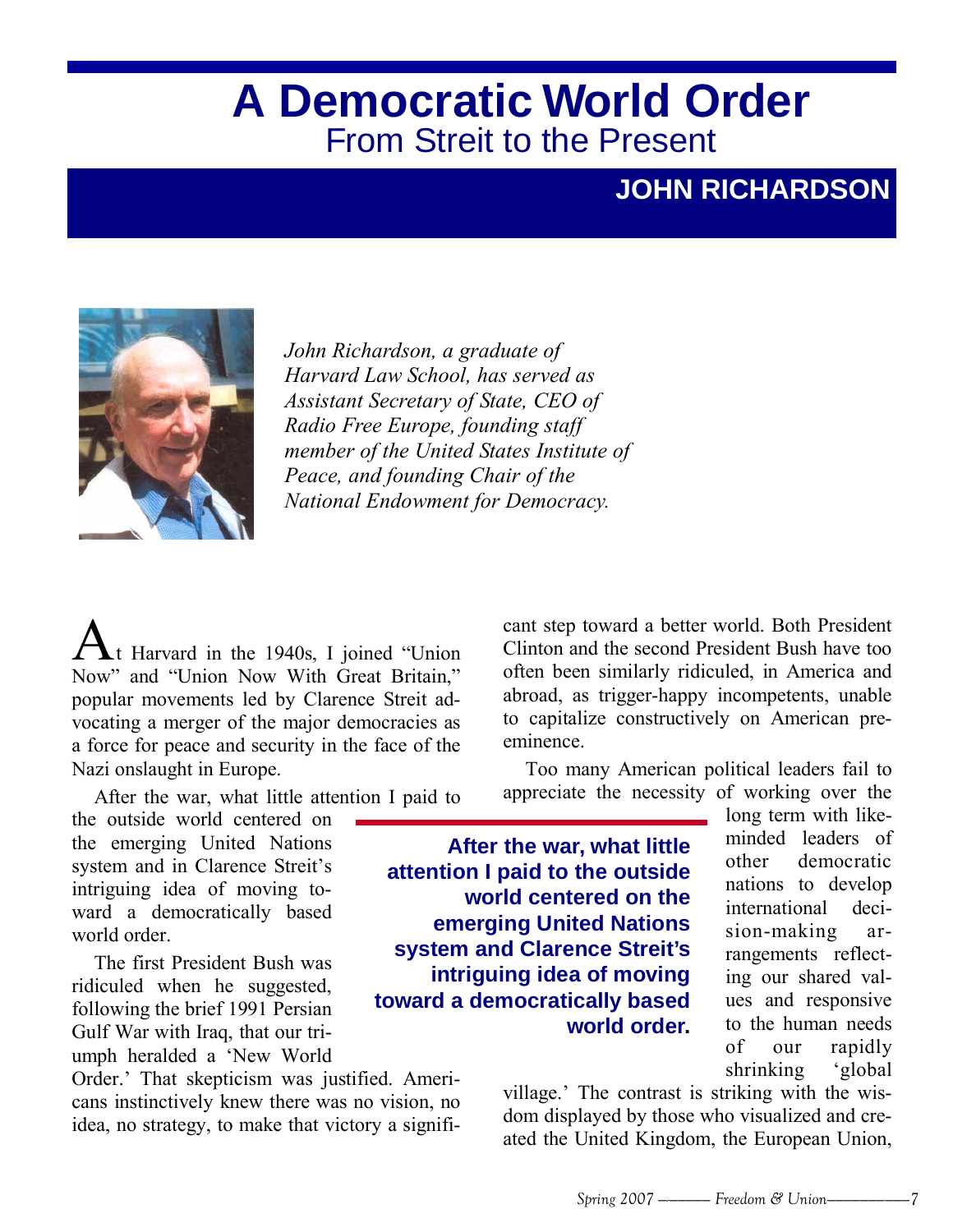# A Democratic World Order

## From Streit to the Present

**JOHN RICHARDSON**

*John Richardson, a graduate of Harvard Law School, has served as Assistant Secretary of State, CEO of Radio Free Europe, founding staff member of the United States Institute of Peace, and founding Chair of the National Endowment for Democracy.*

At Harvard in the 1940s, I joined "Union Now" and "Union Now With Great Britain," popular movements led by Clarence Streit advocating a merger of the major democracies as a force for peace and security in the face of the Nazi onslaught in Europe.

After the war, what little attention I paid to the outside world centered on the emerging United Nations system and in Clarence Streit's intriguing idea of moving toward a democratically based world order.

**After the war, what little attention I paid to the outside world centered on the emerging United Nations system and Clarence Streit's intriguing idea of moving toward a democratically based world order.**

The first President Bush was ridiculed when he suggested, following the brief 1991 Persian Gulf War with Iraq, that our triumph heralded a 'New World Order.' That skepticism was justified. Americans instinctively knew there was no vision, no idea, no strategy, to make that victory a significant step toward a better world. Both President Clinton and the second President Bush have too often been similarly ridiculed, in America and abroad, as trigger-happy incompetents, unable to capitalize constructively on American preeminence.

Too many American political leaders fail to appreciate the necessity of working over the long term with like-minded leaders of other democratic nations to develop international decision-making arrangements reflecting our shared values and responsive to the human needs of our rapidly shrinking 'global village.' The contrast is striking with the wisdom displayed by those who visualized and created the United Kingdom, the European Union,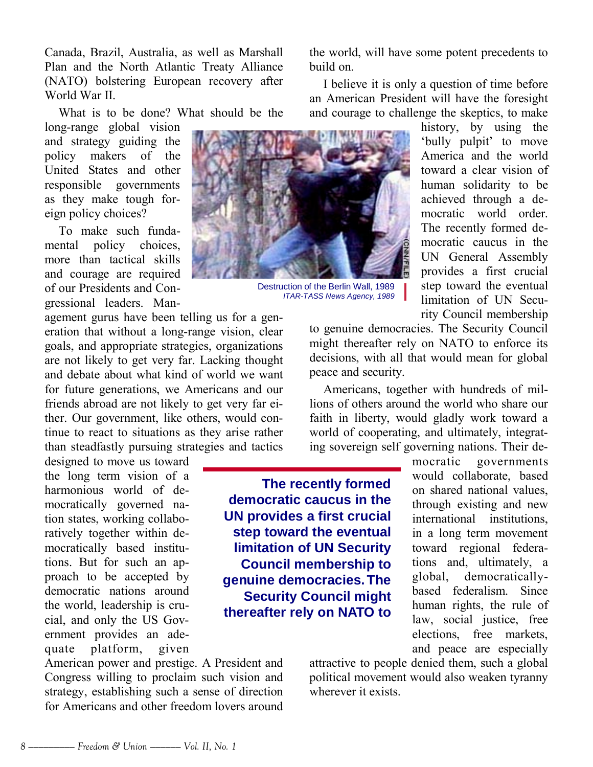Canada, Brazil, Australia, as well as Marshall Plan and the North Atlantic Treaty Alliance (NATO) bolstering European recovery after World War II.

What is to be done? What should be the long-range global vision and strategy guiding the policy makers of the United States and other responsible governments as they make tough foreign policy choices?

To make such fundamental policy choices, more than tactical skills and courage are required of our Presidents and Congressional leaders. Management gurus have been telling us for a generation that without a long-range vision, clear goals, and appropriate strategies, organizations are not likely to get very far. Lacking thought and debate about what kind of world we want for future generations, we Americans and our friends abroad are not likely to get very far either. Our government, like others, would continue to react to situations as they arise rather than steadfastly pursuing strategies and tactics designed to move us toward the long term vision of a harmonious world of democratically governed nation states, working collaboratively together within democratically based institutions. But for such an approach to be accepted by democratic nations around the world, leadership is crucial, and only the US Government provides an adequate platform, given American power and prestige. A President and Congress willing to proclaim such vision and strategy, establishing such a sense of direction for Americans and other freedom lovers around the world, will have some potent precedents to build on.

Destruction of the Berlin Wall, 1989
*ITAR-TASS News Agency, 1989*

I believe it is only a question of time before an American President will have the foresight and courage to challenge the skeptics, to make history, by using the 'bully pulpit' to move America and the world toward a clear vision of human solidarity to be achieved through a democratic world order. The recently formed democratic caucus in the UN General Assembly provides a first crucial step toward the eventual limitation of UN Security Council membership to genuine democracies. The Security Council might thereafter rely on NATO to enforce its decisions, with all that would mean for global peace and security.

**The recently formed democratic caucus in the UN provides a first crucial step toward the eventual limitation of UN Security Council membership to genuine democracies. The Security Council might thereafter rely on NATO to**

Americans, together with hundreds of millions of others around the world who share our faith in liberty, would gladly work toward a world of cooperating, and ultimately, integrating sovereign self governing nations. Their democratic governments would collaborate, based on shared national values, through existing and new international institutions, in a long term movement toward regional federations and, ultimately, a global, democratically-based federalism. Since human rights, the rule of law, social justice, free elections, free markets, and peace are especially attractive to people denied them, such a global political movement would also weaken tyranny wherever it exists.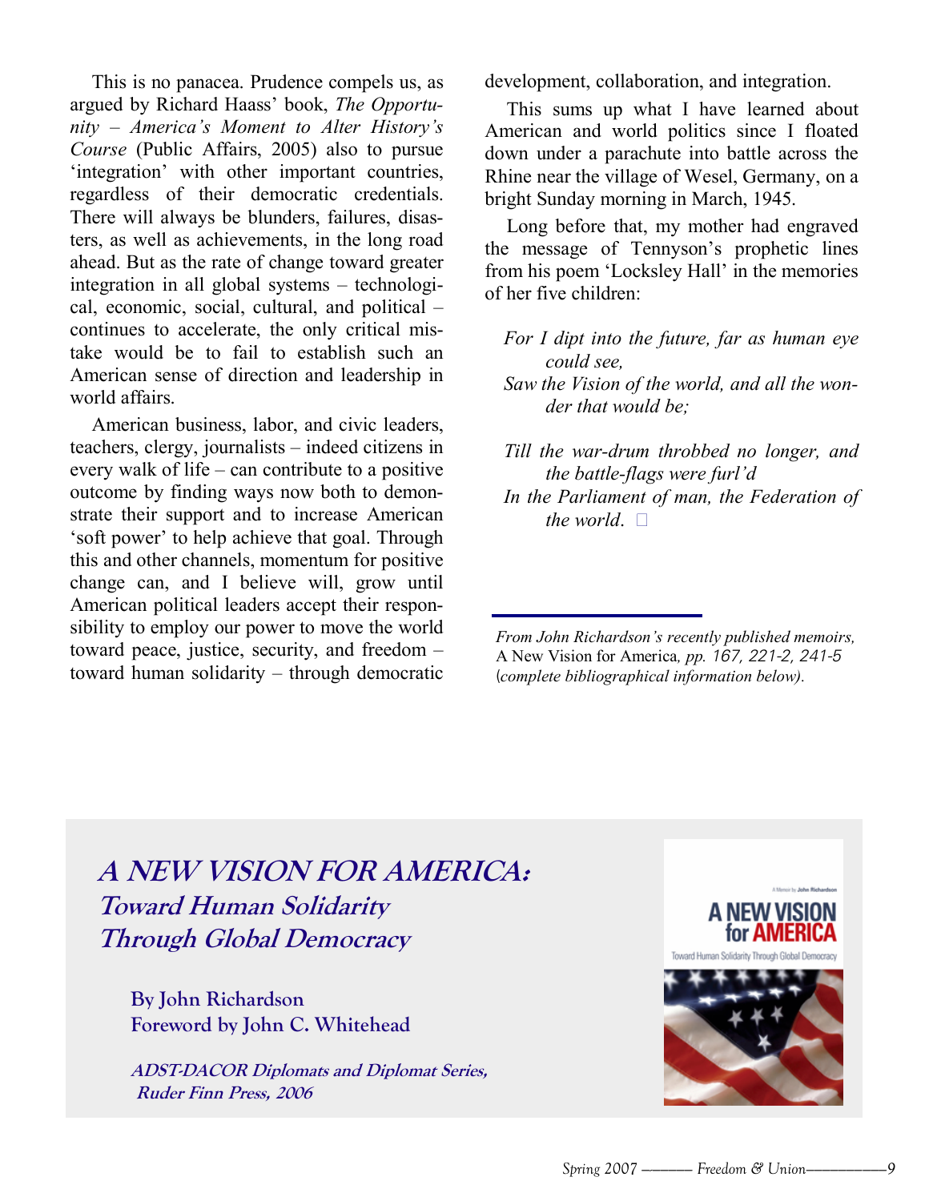This is no panacea. Prudence compels us, as argued by Richard Haass' book, *The Opportunity – America's Moment to Alter History's Course* (Public Affairs, 2005) also to pursue 'integration' with other important countries, regardless of their democratic credentials. There will always be blunders, failures, disasters, as well as achievements, in the long road ahead. But as the rate of change toward greater integration in all global systems – technological, economic, social, cultural, and political – continues to accelerate, the only critical mistake would be to fail to establish such an American sense of direction and leadership in world affairs.

American business, labor, and civic leaders, teachers, clergy, journalists – indeed citizens in every walk of life – can contribute to a positive outcome by finding ways now both to demonstrate their support and to increase American 'soft power' to help achieve that goal. Through this and other channels, momentum for positive change can, and I believe will, grow until American political leaders accept their responsibility to employ our power to move the world toward peace, justice, security, and freedom – toward human solidarity – through democratic development, collaboration, and integration.

This sums up what I have learned about American and world politics since I floated down under a parachute into battle across the Rhine near the village of Wesel, Germany, on a bright Sunday morning in March, 1945.

Long before that, my mother had engraved the message of Tennyson's prophetic lines from his poem 'Locksley Hall' in the memories of her five children:

> *For I dipt into the future, far as human eye could see,*
> *Saw the Vision of the world, and all the wonder that would be;*
>
> *Till the war-drum throbbed no longer, and the battle-flags were furl'd*
> *In the Parliament of man, the Federation of the world.*

---

*From John Richardson's recently published memoirs,* A New Vision for America*, pp. 167, 221-2, 241-5 (complete bibliographical information below).*

## *A NEW VISION FOR AMERICA: Toward Human Solidarity Through Global Democracy*

**By John Richardson**
**Foreword by John C. Whitehead**

***ADST-DACOR Diplomats and Diplomat Series, Ruder Finn Press, 2006***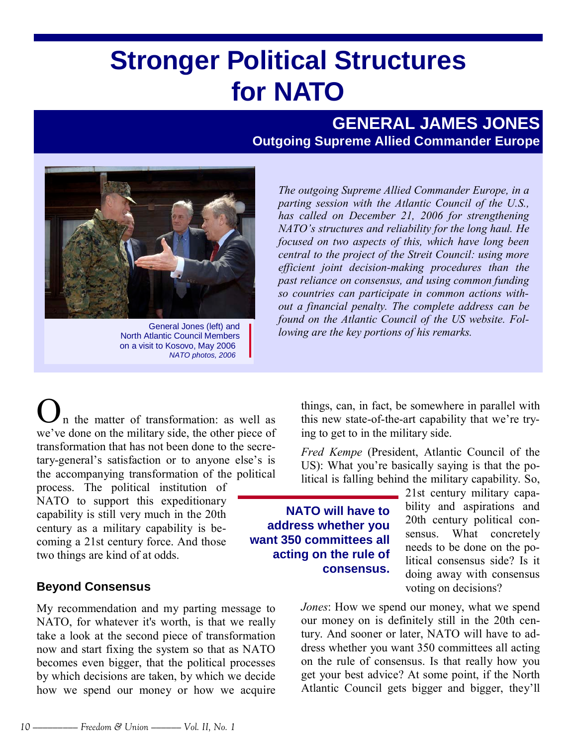# Stronger Political Structures for NATO

## GENERAL JAMES JONES
**Outgoing Supreme Allied Commander Europe**

General Jones (left) and North Atlantic Council Members on a visit to Kosovo, May 2006
*NATO photos, 2006*

*The outgoing Supreme Allied Commander Europe, in a parting session with the Atlantic Council of the U.S., has called on December 21, 2006 for strengthening NATO's structures and reliability for the long haul. He focused on two aspects of this, which have long been central to the project of the Streit Council: using more efficient joint decision-making procedures than the past reliance on consensus, and using common funding so countries can participate in common actions without a financial penalty. The complete address can be found on the Atlantic Council of the US website. Following are the key portions of his remarks.*

On the matter of transformation: as well as we've done on the military side, the other piece of transformation that has not been done to the secretary-general's satisfaction or to anyone else's is the accompanying transformation of the political process. The political institution of NATO to support this expeditionary capability is still very much in the 20th century as a military capability is becoming a 21st century force. And those two things are kind of at odds.

### Beyond Consensus

My recommendation and my parting message to NATO, for whatever it's worth, is that we really take a look at the second piece of transformation now and start fixing the system so that as NATO becomes even bigger, that the political processes by which decisions are taken, by which we decide how we spend our money or how we acquire things, can, in fact, be somewhere in parallel with this new state-of-the-art capability that we're trying to get to in the military side.

*Fred Kempe* (President, Atlantic Council of the US): What you're basically saying is that the political is falling behind the military capability. So, 21st century military capability and aspirations and 20th century political consensus. What concretely needs to be done on the political consensus side? Is it doing away with consensus voting on decisions?

> **NATO will have to address whether you want 350 committees all acting on the rule of consensus.**

*Jones*: How we spend our money, what we spend our money on is definitely still in the 20th century. And sooner or later, NATO will have to address whether you want 350 committees all acting on the rule of consensus. Is that really how you get your best advice? At some point, if the North Atlantic Council gets bigger and bigger, they'll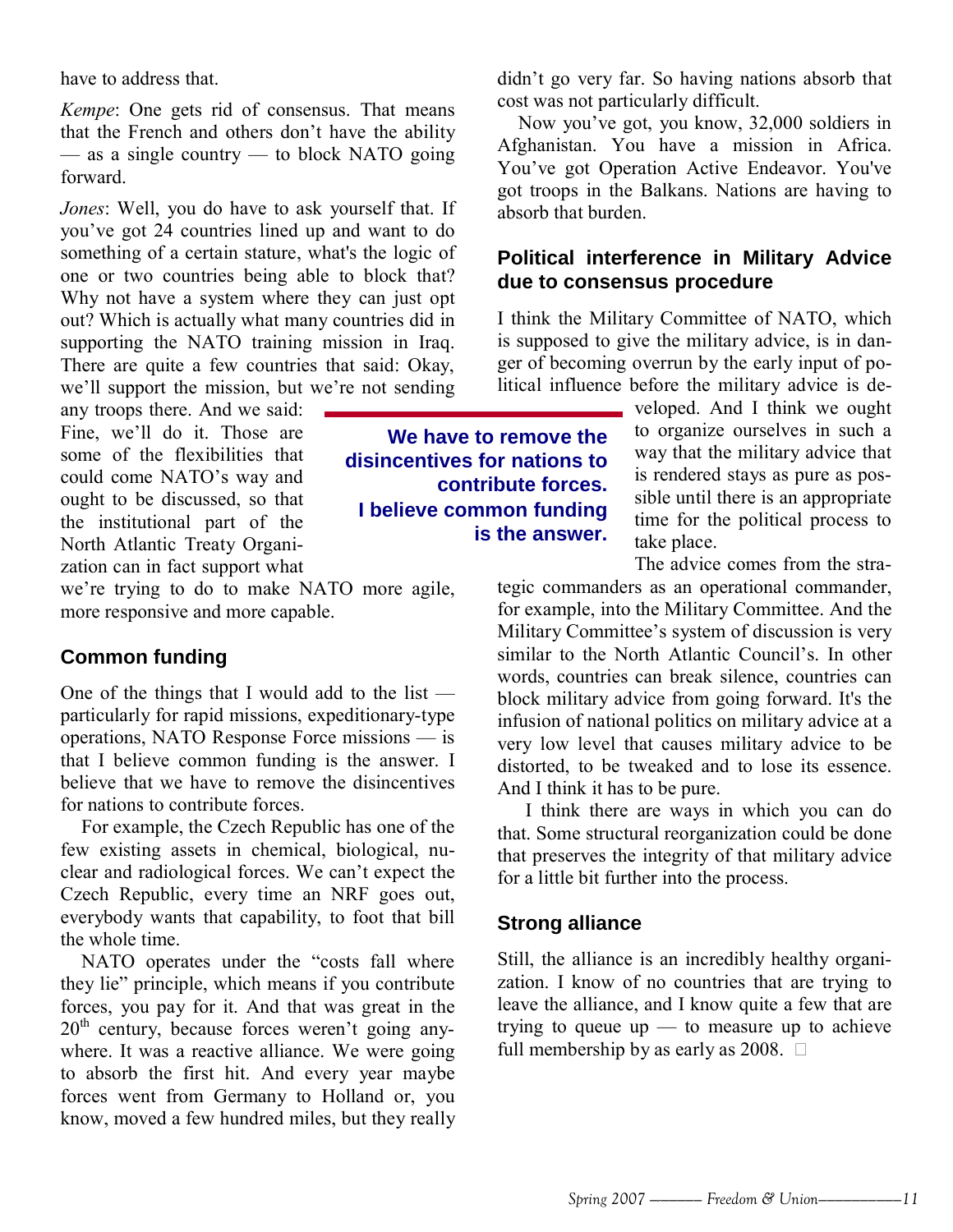have to address that.

*Kempe*: One gets rid of consensus. That means that the French and others don't have the ability — as a single country — to block NATO going forward.

*Jones*: Well, you do have to ask yourself that. If you've got 24 countries lined up and want to do something of a certain stature, what's the logic of one or two countries being able to block that? Why not have a system where they can just opt out? Which is actually what many countries did in supporting the NATO training mission in Iraq. There are quite a few countries that said: Okay, we'll support the mission, but we're not sending any troops there. And we said: Fine, we'll do it. Those are some of the flexibilities that could come NATO's way and ought to be discussed, so that the institutional part of the North Atlantic Treaty Organization can in fact support what we're trying to do to make NATO more agile, more responsive and more capable.

**We have to remove the disincentives for nations to contribute forces. I believe common funding is the answer.**

## Common funding

One of the things that I would add to the list — particularly for rapid missions, expeditionary-type operations, NATO Response Force missions — is that I believe common funding is the answer. I believe that we have to remove the disincentives for nations to contribute forces.

For example, the Czech Republic has one of the few existing assets in chemical, biological, nuclear and radiological forces. We can't expect the Czech Republic, every time an NRF goes out, everybody wants that capability, to foot that bill the whole time.

NATO operates under the "costs fall where they lie" principle, which means if you contribute forces, you pay for it. And that was great in the 20th century, because forces weren't going anywhere. It was a reactive alliance. We were going to absorb the first hit. And every year maybe forces went from Germany to Holland or, you know, moved a few hundred miles, but they really didn't go very far. So having nations absorb that cost was not particularly difficult.

Now you've got, you know, 32,000 soldiers in Afghanistan. You have a mission in Africa. You've got Operation Active Endeavor. You've got troops in the Balkans. Nations are having to absorb that burden.

## Political interference in Military Advice due to consensus procedure

I think the Military Committee of NATO, which is supposed to give the military advice, is in danger of becoming overrun by the early input of political influence before the military advice is developed. And I think we ought to organize ourselves in such a way that the military advice that is rendered stays as pure as possible until there is an appropriate time for the political process to take place.

The advice comes from the strategic commanders as an operational commander, for example, into the Military Committee. And the Military Committee's system of discussion is very similar to the North Atlantic Council's. In other words, countries can break silence, countries can block military advice from going forward. It's the infusion of national politics on military advice at a very low level that causes military advice to be distorted, to be tweaked and to lose its essence. And I think it has to be pure.

I think there are ways in which you can do that. Some structural reorganization could be done that preserves the integrity of that military advice for a little bit further into the process.

## Strong alliance

Still, the alliance is an incredibly healthy organization. I know of no countries that are trying to leave the alliance, and I know quite a few that are trying to queue up — to measure up to achieve full membership by as early as 2008. □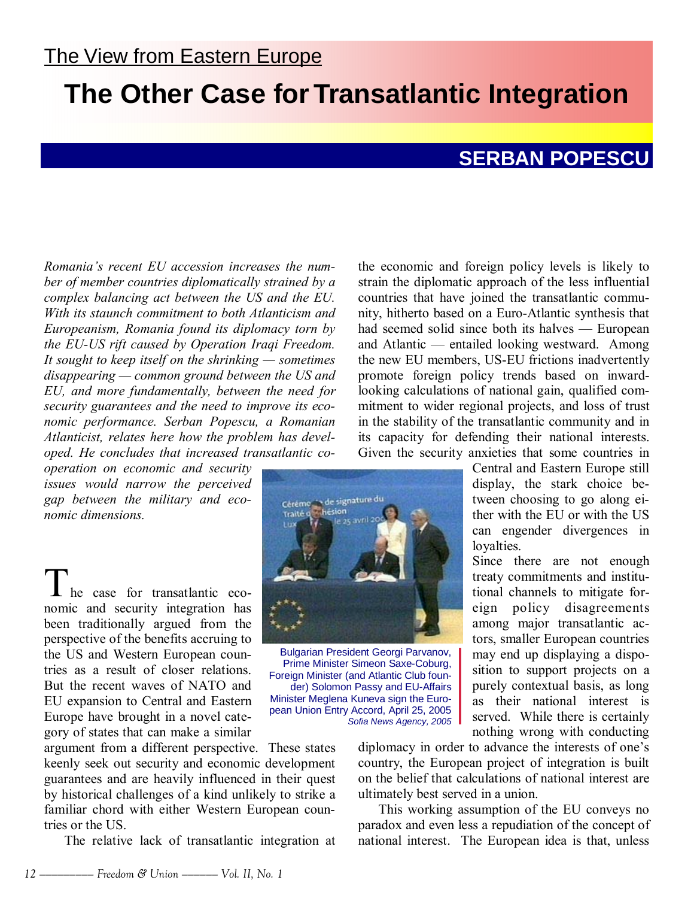The View from Eastern Europe

# The Other Case for Transatlantic Integration

## SERBAN POPESCU

*Romania's recent EU accession increases the number of member countries diplomatically strained by a complex balancing act between the US and the EU. With its staunch commitment to both Atlanticism and Europeanism, Romania found its diplomacy torn by the EU-US rift caused by Operation Iraqi Freedom. It sought to keep itself on the shrinking — sometimes disappearing — common ground between the US and EU, and more fundamentally, between the need for security guarantees and the need to improve its economic performance. Serban Popescu, a Romanian Atlanticist, relates here how the problem has developed. He concludes that increased transatlantic cooperation on economic and security issues would narrow the perceived gap between the military and economic dimensions.*

The case for transatlantic economic and security integration has been traditionally argued from the perspective of the benefits accruing to the US and Western European countries as a result of closer relations. But the recent waves of NATO and EU expansion to Central and Eastern Europe have brought in a novel category of states that can make a similar argument from a different perspective. These states keenly seek out security and economic development guarantees and are heavily influenced in their quest by historical challenges of a kind unlikely to strike a familiar chord with either Western European countries or the US.

The relative lack of transatlantic integration at the economic and foreign policy levels is likely to strain the diplomatic approach of the less influential countries that have joined the transatlantic community, hitherto based on a Euro-Atlantic synthesis that had seemed solid since both its halves — European and Atlantic — entailed looking westward. Among the new EU members, US-EU frictions inadvertently promote foreign policy trends based on inward-looking calculations of national gain, qualified commitment to wider regional projects, and loss of trust in the stability of the transatlantic community and in its capacity for defending their national interests. Given the security anxieties that some countries in Central and Eastern Europe still display, the stark choice between choosing to go along either with the EU or with the US can engender divergences in loyalties.

Bulgarian President Georgi Parvanov, Prime Minister Simeon Saxe-Coburg, Foreign Minister (and Atlantic Club founder) Solomon Passy and EU-Affairs Minister Meglena Kuneva sign the European Union Entry Accord, April 25, 2005
*Sofia News Agency, 2005*

Since there are not enough treaty commitments and institutional channels to mitigate foreign policy disagreements among major transatlantic actors, smaller European countries may end up displaying a disposition to support projects on a purely contextual basis, as long as their national interest is served. While there is certainly nothing wrong with conducting diplomacy in order to advance the interests of one's country, the European project of integration is built on the belief that calculations of national interest are ultimately best served in a union.

This working assumption of the EU conveys no paradox and even less a repudiation of the concept of national interest. The European idea is that, unless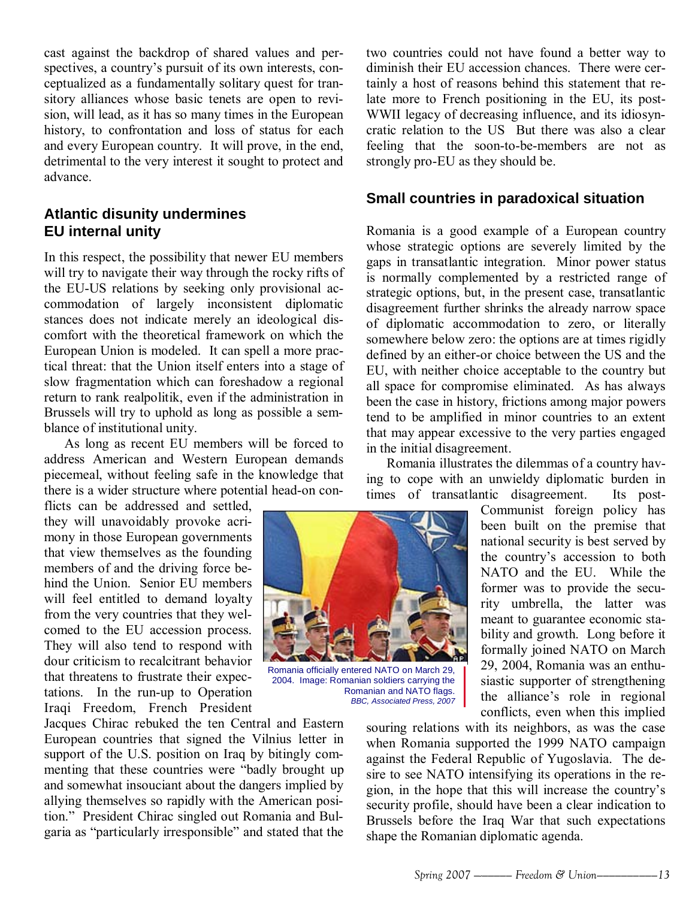cast against the backdrop of shared values and perspectives, a country's pursuit of its own interests, conceptualized as a fundamentally solitary quest for transitory alliances whose basic tenets are open to revision, will lead, as it has so many times in the European history, to confrontation and loss of status for each and every European country. It will prove, in the end, detrimental to the very interest it sought to protect and advance.

## Atlantic disunity undermines EU internal unity

In this respect, the possibility that newer EU members will try to navigate their way through the rocky rifts of the EU-US relations by seeking only provisional accommodation of largely inconsistent diplomatic stances does not indicate merely an ideological discomfort with the theoretical framework on which the European Union is modeled. It can spell a more practical threat: that the Union itself enters into a stage of slow fragmentation which can foreshadow a regional return to rank realpolitik, even if the administration in Brussels will try to uphold as long as possible a semblance of institutional unity.

As long as recent EU members will be forced to address American and Western European demands piecemeal, without feeling safe in the knowledge that there is a wider structure where potential head-on conflicts can be addressed and settled, they will unavoidably provoke acrimony in those European governments that view themselves as the founding members of and the driving force behind the Union. Senior EU members will feel entitled to demand loyalty from the very countries that they welcomed to the EU accession process. They will also tend to respond with dour criticism to recalcitrant behavior that threatens to frustrate their expectations. In the run-up to Operation Iraqi Freedom, French President Jacques Chirac rebuked the ten Central and Eastern European countries that signed the Vilnius letter in support of the U.S. position on Iraq by bitingly commenting that these countries were "badly brought up and somewhat insouciant about the dangers implied by allying themselves so rapidly with the American position." President Chirac singled out Romania and Bulgaria as "particularly irresponsible" and stated that the two countries could not have found a better way to diminish their EU accession chances. There were certainly a host of reasons behind this statement that relate more to French positioning in the EU, its post-WWII legacy of decreasing influence, and its idiosyncratic relation to the US But there was also a clear feeling that the soon-to-be-members are not as strongly pro-EU as they should be.

## Small countries in paradoxical situation

Romania is a good example of a European country whose strategic options are severely limited by the gaps in transatlantic integration. Minor power status is normally complemented by a restricted range of strategic options, but, in the present case, transatlantic disagreement further shrinks the already narrow space of diplomatic accommodation to zero, or literally somewhere below zero: the options are at times rigidly defined by an either-or choice between the US and the EU, with neither choice acceptable to the country but all space for compromise eliminated. As has always been the case in history, frictions among major powers tend to be amplified in minor countries to an extent that may appear excessive to the very parties engaged in the initial disagreement.

Romania illustrates the dilemmas of a country having to cope with an unwieldy diplomatic burden in times of transatlantic disagreement. Its post-Communist foreign policy has been built on the premise that national security is best served by the country's accession to both NATO and the EU. While the former was to provide the security umbrella, the latter was meant to guarantee economic stability and growth. Long before it formally joined NATO on March 29, 2004, Romania was an enthusiastic supporter of strengthening the alliance's role in regional conflicts, even when this implied souring relations with its neighbors, as was the case when Romania supported the 1999 NATO campaign against the Federal Republic of Yugoslavia. The desire to see NATO intensifying its operations in the region, in the hope that this will increase the country's security profile, should have been a clear indication to Brussels before the Iraq War that such expectations shape the Romanian diplomatic agenda.

Romania officially entered NATO on March 29, 2004. Image: Romanian soldiers carrying the Romanian and NATO flags. *BBC, Associated Press, 2007*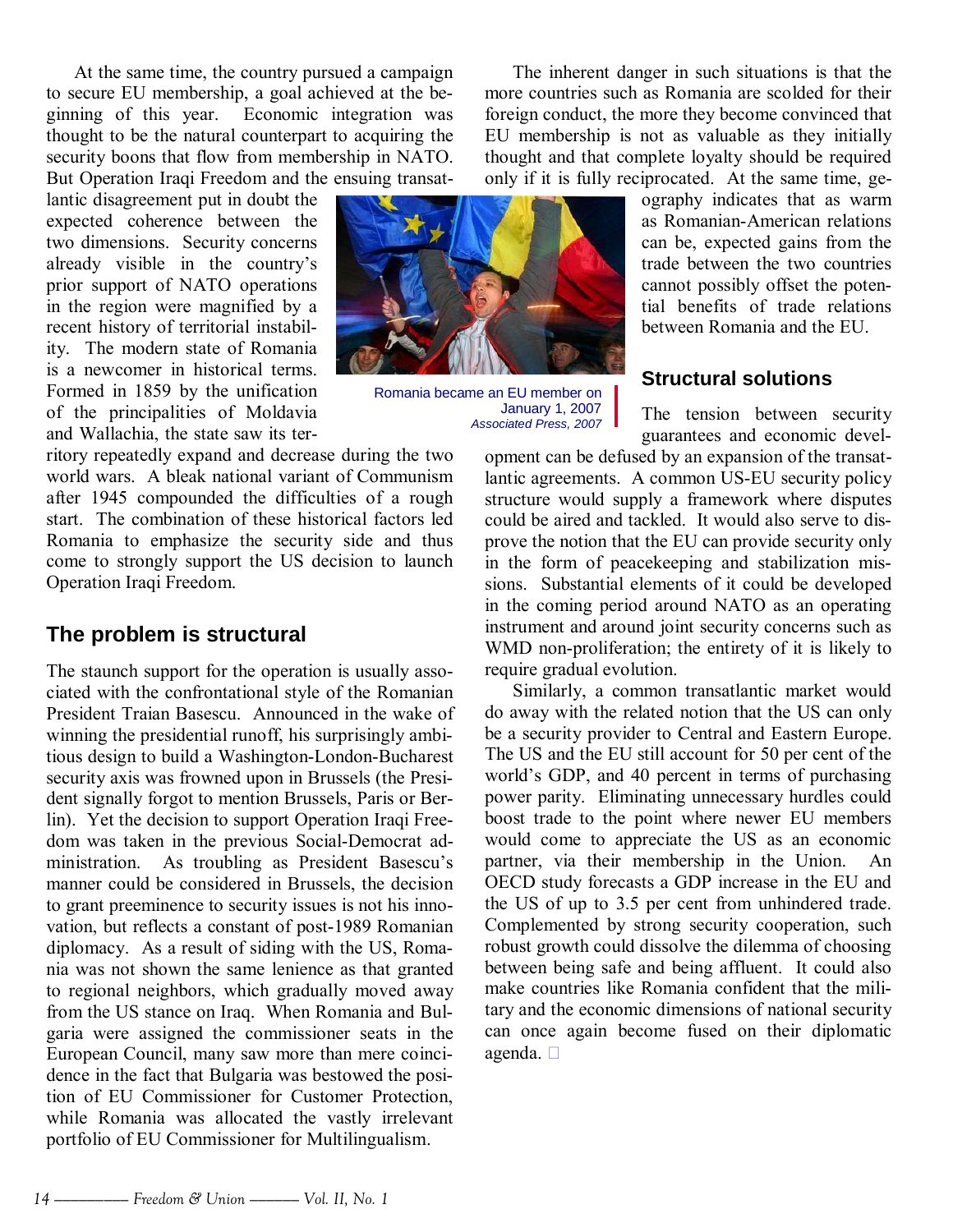At the same time, the country pursued a campaign to secure EU membership, a goal achieved at the beginning of this year. Economic integration was thought to be the natural counterpart to acquiring the security boons that flow from membership in NATO. But Operation Iraqi Freedom and the ensuing transatlantic disagreement put in doubt the expected coherence between the two dimensions. Security concerns already visible in the country's prior support of NATO operations in the region were magnified by a recent history of territorial instability. The modern state of Romania is a newcomer in historical terms. Formed in 1859 by the unification of the principalities of Moldavia and Wallachia, the state saw its territory repeatedly expand and decrease during the two world wars. A bleak national variant of Communism after 1945 compounded the difficulties of a rough start. The combination of these historical factors led Romania to emphasize the security side and thus come to strongly support the US decision to launch Operation Iraqi Freedom.

Romania became an EU member on January 1, 2007
*Associated Press, 2007*

## The problem is structural

The staunch support for the operation is usually associated with the confrontational style of the Romanian President Traian Basescu. Announced in the wake of winning the presidential runoff, his surprisingly ambitious design to build a Washington-London-Bucharest security axis was frowned upon in Brussels (the President signally forgot to mention Brussels, Paris or Berlin). Yet the decision to support Operation Iraqi Freedom was taken in the previous Social-Democrat administration. As troubling as President Basescu's manner could be considered in Brussels, the decision to grant preeminence to security issues is not his innovation, but reflects a constant of post-1989 Romanian diplomacy. As a result of siding with the US, Romania was not shown the same lenience as that granted to regional neighbors, which gradually moved away from the US stance on Iraq. When Romania and Bulgaria were assigned the commissioner seats in the European Council, many saw more than mere coincidence in the fact that Bulgaria was bestowed the position of EU Commissioner for Customer Protection, while Romania was allocated the vastly irrelevant portfolio of EU Commissioner for Multilingualism.

The inherent danger in such situations is that the more countries such as Romania are scolded for their foreign conduct, the more they become convinced that EU membership is not as valuable as they initially thought and that complete loyalty should be required only if it is fully reciprocated. At the same time, geography indicates that as warm as Romanian-American relations can be, expected gains from the trade between the two countries cannot possibly offset the potential benefits of trade relations between Romania and the EU.

## Structural solutions

The tension between security guarantees and economic development can be defused by an expansion of the transatlantic agreements. A common US-EU security policy structure would supply a framework where disputes could be aired and tackled. It would also serve to disprove the notion that the EU can provide security only in the form of peacekeeping and stabilization missions. Substantial elements of it could be developed in the coming period around NATO as an operating instrument and around joint security concerns such as WMD non-proliferation; the entirety of it is likely to require gradual evolution.

Similarly, a common transatlantic market would do away with the related notion that the US can only be a security provider to Central and Eastern Europe. The US and the EU still account for 50 per cent of the world's GDP, and 40 percent in terms of purchasing power parity. Eliminating unnecessary hurdles could boost trade to the point where newer EU members would come to appreciate the US as an economic partner, via their membership in the Union. An OECD study forecasts a GDP increase in the EU and the US of up to 3.5 per cent from unhindered trade. Complemented by strong security cooperation, such robust growth could dissolve the dilemma of choosing between being safe and being affluent. It could also make countries like Romania confident that the military and the economic dimensions of national security can once again become fused on their diplomatic agenda. □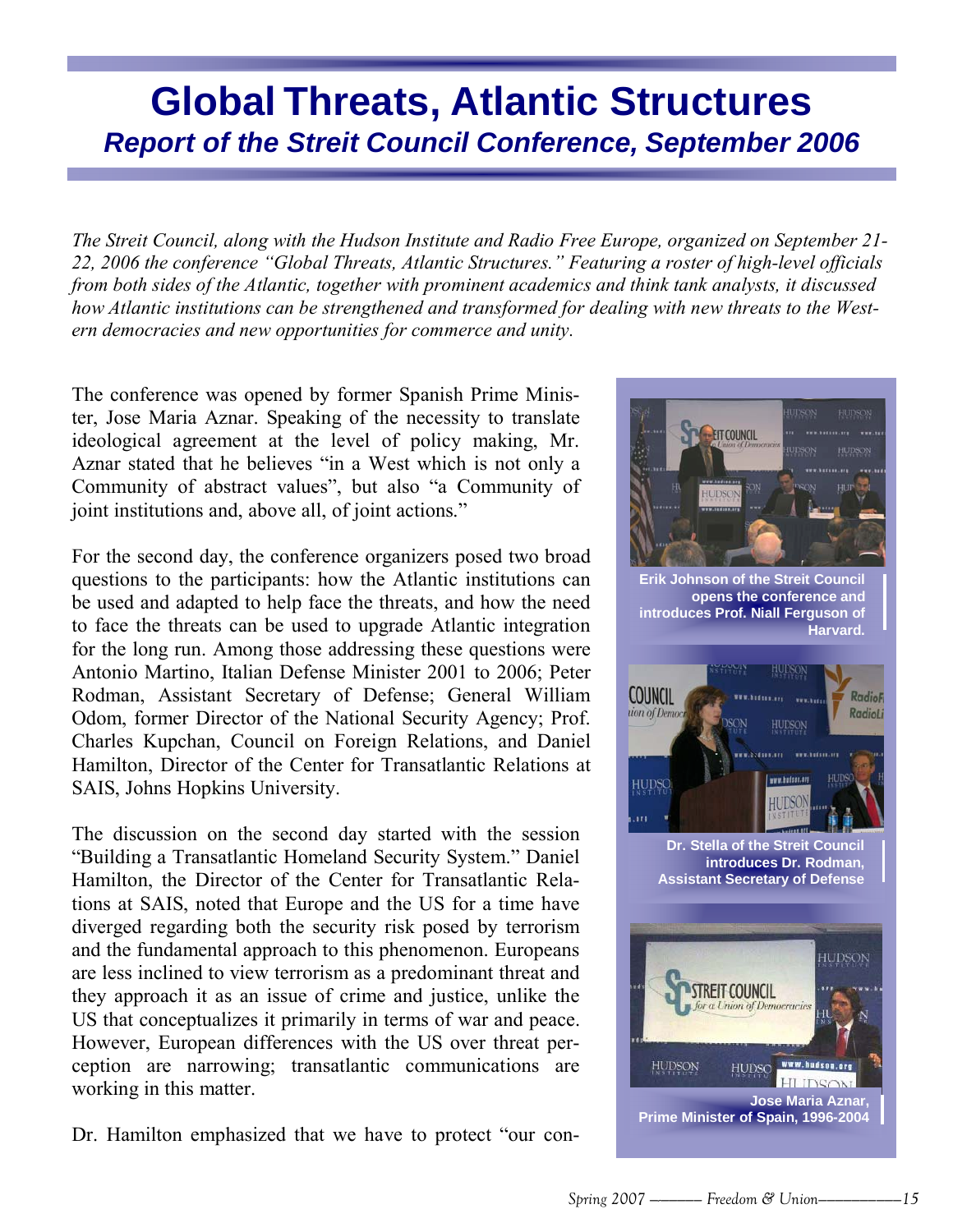# Global Threats, Atlantic Structures

## *Report of the Streit Council Conference, September 2006*

*The Streit Council, along with the Hudson Institute and Radio Free Europe, organized on September 21-22, 2006 the conference "Global Threats, Atlantic Structures." Featuring a roster of high-level officials from both sides of the Atlantic, together with prominent academics and think tank analysts, it discussed how Atlantic institutions can be strengthened and transformed for dealing with new threats to the Western democracies and new opportunities for commerce and unity.*

The conference was opened by former Spanish Prime Minister, Jose Maria Aznar. Speaking of the necessity to translate ideological agreement at the level of policy making, Mr. Aznar stated that he believes "in a West which is not only a Community of abstract values", but also "a Community of joint institutions and, above all, of joint actions."

For the second day, the conference organizers posed two broad questions to the participants: how the Atlantic institutions can be used and adapted to help face the threats, and how the need to face the threats can be used to upgrade Atlantic integration for the long run. Among those addressing these questions were Antonio Martino, Italian Defense Minister 2001 to 2006; Peter Rodman, Assistant Secretary of Defense; General William Odom, former Director of the National Security Agency; Prof. Charles Kupchan, Council on Foreign Relations, and Daniel Hamilton, Director of the Center for Transatlantic Relations at SAIS, Johns Hopkins University.

The discussion on the second day started with the session "Building a Transatlantic Homeland Security System." Daniel Hamilton, the Director of the Center for Transatlantic Relations at SAIS, noted that Europe and the US for a time have diverged regarding both the security risk posed by terrorism and the fundamental approach to this phenomenon. Europeans are less inclined to view terrorism as a predominant threat and they approach it as an issue of crime and justice, unlike the US that conceptualizes it primarily in terms of war and peace. However, European differences with the US over threat perception are narrowing; transatlantic communications are working in this matter.

Dr. Hamilton emphasized that we have to protect "our con-

**Erik Johnson of the Streit Council opens the conference and introduces Prof. Niall Ferguson of Harvard.**

**Dr. Stella of the Streit Council introduces Dr. Rodman, Assistant Secretary of Defense**

**Jose Maria Aznar, Prime Minister of Spain, 1996-2004**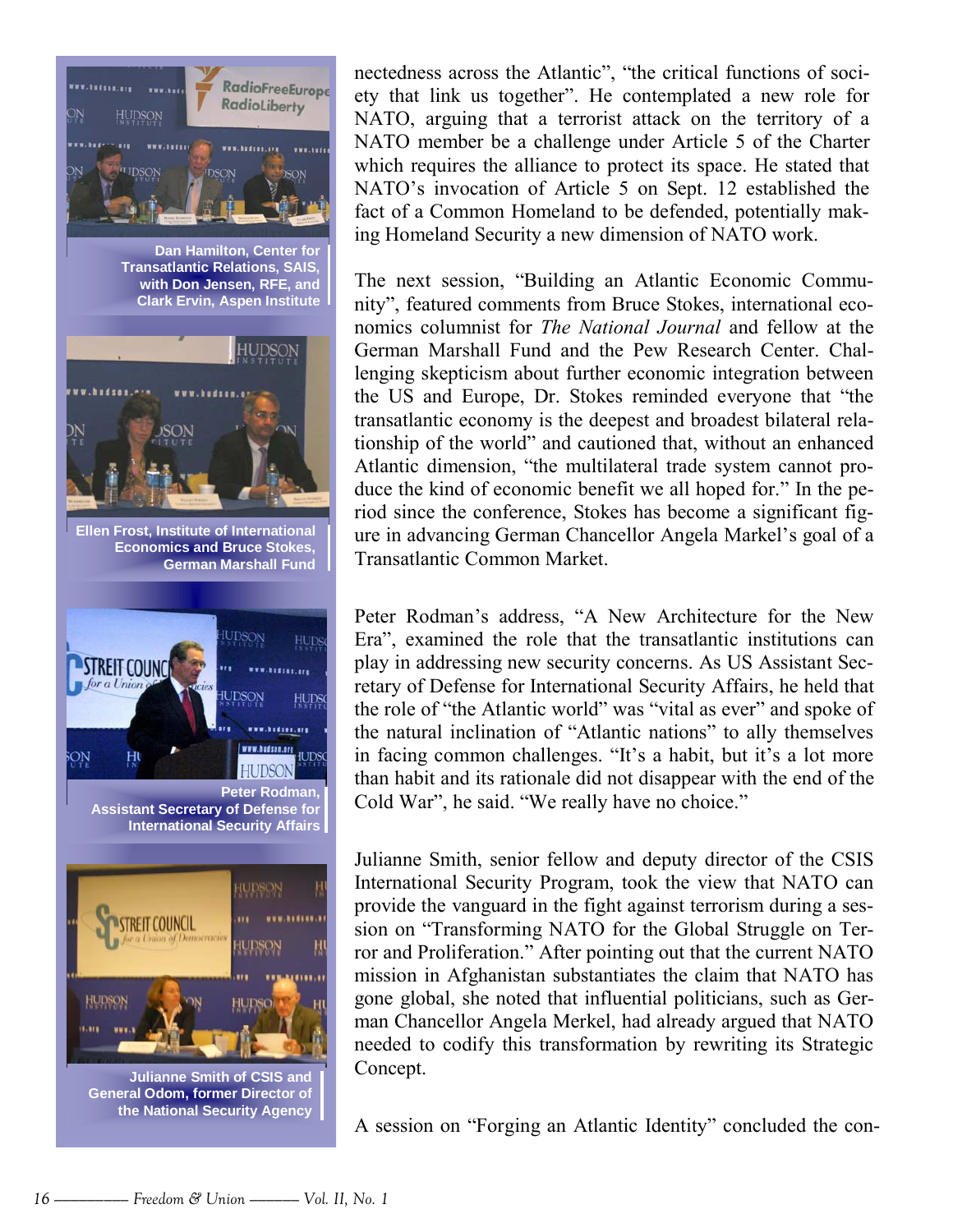nectedness across the Atlantic", "the critical functions of society that link us together". He contemplated a new role for NATO, arguing that a terrorist attack on the territory of a NATO member be a challenge under Article 5 of the Charter which requires the alliance to protect its space. He stated that NATO's invocation of Article 5 on Sept. 12 established the fact of a Common Homeland to be defended, potentially making Homeland Security a new dimension of NATO work.

The next session, "Building an Atlantic Economic Community", featured comments from Bruce Stokes, international economics columnist for *The National Journal* and fellow at the German Marshall Fund and the Pew Research Center. Challenging skepticism about further economic integration between the US and Europe, Dr. Stokes reminded everyone that "the transatlantic economy is the deepest and broadest bilateral relationship of the world" and cautioned that, without an enhanced Atlantic dimension, "the multilateral trade system cannot produce the kind of economic benefit we all hoped for." In the period since the conference, Stokes has become a significant figure in advancing German Chancellor Angela Markel's goal of a Transatlantic Common Market.

Peter Rodman's address, "A New Architecture for the New Era", examined the role that the transatlantic institutions can play in addressing new security concerns. As US Assistant Secretary of Defense for International Security Affairs, he held that the role of "the Atlantic world" was "vital as ever" and spoke of the natural inclination of "Atlantic nations" to ally themselves in facing common challenges. "It's a habit, but it's a lot more than habit and its rationale did not disappear with the end of the Cold War", he said. "We really have no choice."

Julianne Smith, senior fellow and deputy director of the CSIS International Security Program, took the view that NATO can provide the vanguard in the fight against terrorism during a session on "Transforming NATO for the Global Struggle on Terror and Proliferation." After pointing out that the current NATO mission in Afghanistan substantiates the claim that NATO has gone global, she noted that influential politicians, such as German Chancellor Angela Merkel, had already argued that NATO needed to codify this transformation by rewriting its Strategic Concept.

A session on "Forging an Atlantic Identity" concluded the con-

**Dan Hamilton, Center for Transatlantic Relations, SAIS, with Don Jensen, RFE, and Clark Ervin, Aspen Institute**

**Ellen Frost, Institute of International Economics and Bruce Stokes, German Marshall Fund**

**Peter Rodman, Assistant Secretary of Defense for International Security Affairs**

**Julianne Smith of CSIS and General Odom, former Director of the National Security Agency**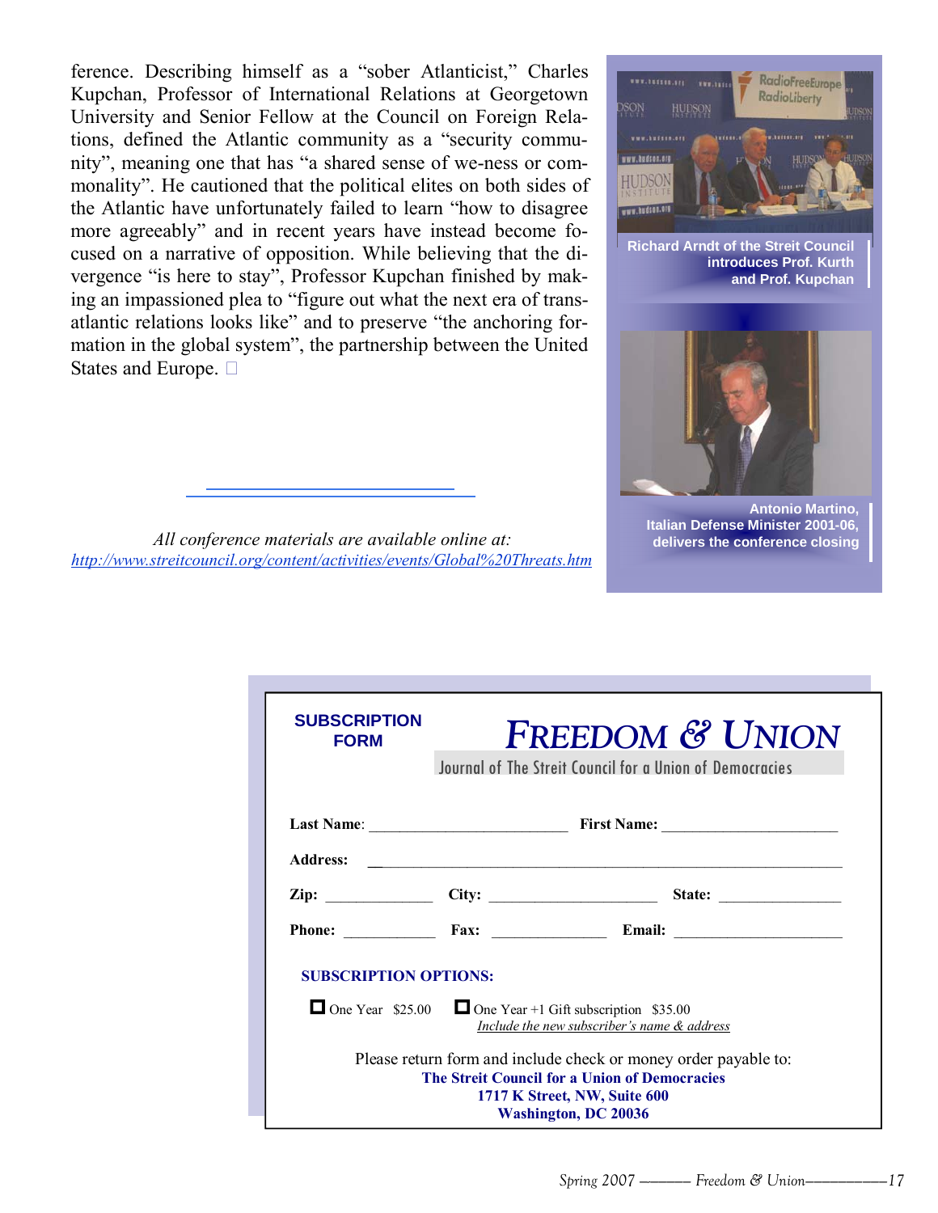ference. Describing himself as a "sober Atlanticist," Charles Kupchan, Professor of International Relations at Georgetown University and Senior Fellow at the Council on Foreign Relations, defined the Atlantic community as a "security community", meaning one that has "a shared sense of we-ness or commonality". He cautioned that the political elites on both sides of the Atlantic have unfortunately failed to learn "how to disagree more agreeably" and in recent years have instead become focused on a narrative of opposition. While believing that the divergence "is here to stay", Professor Kupchan finished by making an impassioned plea to "figure out what the next era of transatlantic relations looks like" and to preserve "the anchoring formation in the global system", the partnership between the United States and Europe. □

*All conference materials are available online at:*
*http://www.streitcouncil.org/content/activities/events/Global%20Threats.htm*

**Richard Arndt of the Streit Council introduces Prof. Kurth and Prof. Kupchan**

**Antonio Martino, Italian Defense Minister 2001-06, delivers the conference closing**

---

**SUBSCRIPTION FORM**

# FREEDOM & UNION

Journal of The Streit Council for a Union of Democracies

**Last Name**: ________________________ **First Name:** ______________________

**Address:** ____________________________________________________________

**Zip:** _____________ **City:** ____________________ **State:** _______________

**Phone:** ___________ **Fax:** ______________ **Email:** _____________________

**SUBSCRIPTION OPTIONS:**

☐ One Year $25.00 ☐ One Year +1 Gift subscription $35.00
*Include the new subscriber's name & address*

Please return form and include check or money order payable to:

**The Streit Council for a Union of Democracies**
**1717 K Street, NW, Suite 600**
**Washington, DC 20036**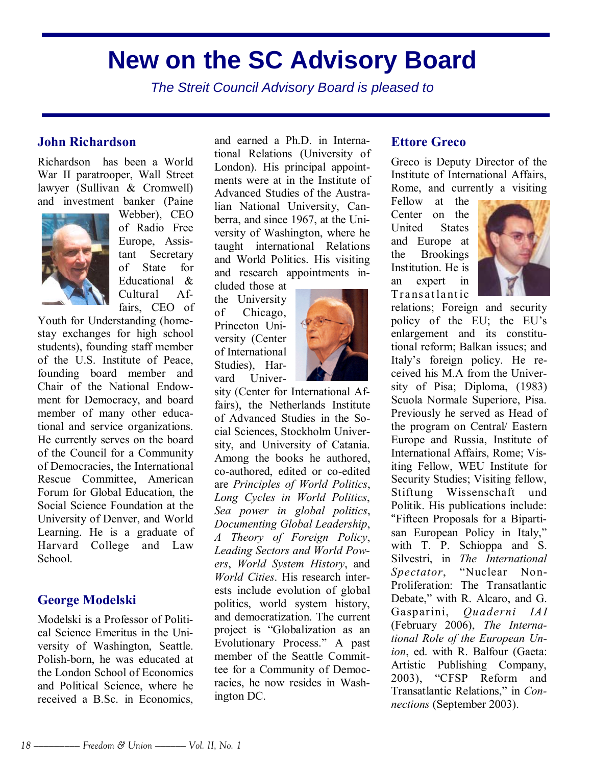# New on the SC Advisory Board

*The Streit Council Advisory Board is pleased to*

## John Richardson

Richardson has been a World War II paratrooper, Wall Street lawyer (Sullivan & Cromwell) and investment banker (Paine Webber), CEO of Radio Free Europe, Assistant Secretary of State for Educational & Cultural Affairs, CEO of Youth for Understanding (home-stay exchanges for high school students), founding staff member of the U.S. Institute of Peace, founding board member and Chair of the National Endowment for Democracy, and board member of many other educational and service organizations. He currently serves on the board of the Council for a Community of Democracies, the International Rescue Committee, American Forum for Global Education, the Social Science Foundation at the University of Denver, and World Learning. He is a graduate of Harvard College and Law School.

## George Modelski

Modelski is a Professor of Political Science Emeritus in the University of Washington, Seattle. Polish-born, he was educated at the London School of Economics and Political Science, where he received a B.Sc. in Economics, and earned a Ph.D. in International Relations (University of London). His principal appointments were at in the Institute of Advanced Studies of the Australian National University, Canberra, and since 1967, at the University of Washington, where he taught international Relations and World Politics. His visiting and research appointments included those at the University of Chicago, Princeton University (Center of International Studies), Harvard University (Center for International Affairs), the Netherlands Institute of Advanced Studies in the Social Sciences, Stockholm University, and University of Catania. Among the books he authored, co-authored, edited or co-edited are *Principles of World Politics*, *Long Cycles in World Politics*, *Sea power in global politics*, *Documenting Global Leadership*, *A Theory of Foreign Policy*, *Leading Sectors and World Powers*, *World System History*, and *World Cities*. His research interests include evolution of global politics, world system history, and democratization. The current project is "Globalization as an Evolutionary Process." A past member of the Seattle Committee for a Community of Democracies, he now resides in Washington DC.

## Ettore Greco

Greco is Deputy Director of the Institute of International Affairs, Rome, and currently a visiting Fellow at the Center on the United States and Europe at the Brookings Institution. He is an expert in Transatlantic relations; Foreign and security policy of the EU; the EU's enlargement and its constitutional reform; Balkan issues; and Italy's foreign policy. He received his M.A from the University of Pisa; Diploma, (1983) Scuola Normale Superiore, Pisa. Previously he served as Head of the program on Central/ Eastern Europe and Russia, Institute of International Affairs, Rome; Visiting Fellow, WEU Institute for Security Studies; Visiting fellow, Stiftung Wissenschaft und Politik. His publications include: "Fifteen Proposals for a Bipartisan European Policy in Italy," with T. P. Schioppa and S. Silvestri, in *The International Spectator*, "Nuclear Non-Proliferation: The Transatlantic Debate," with R. Alcaro, and G. Gasparini, *Quaderni IAI* (February 2006), *The International Role of the European Union*, ed. with R. Balfour (Gaeta: Artistic Publishing Company, 2003), "CFSP Reform and Transatlantic Relations," in *Connections* (September 2003).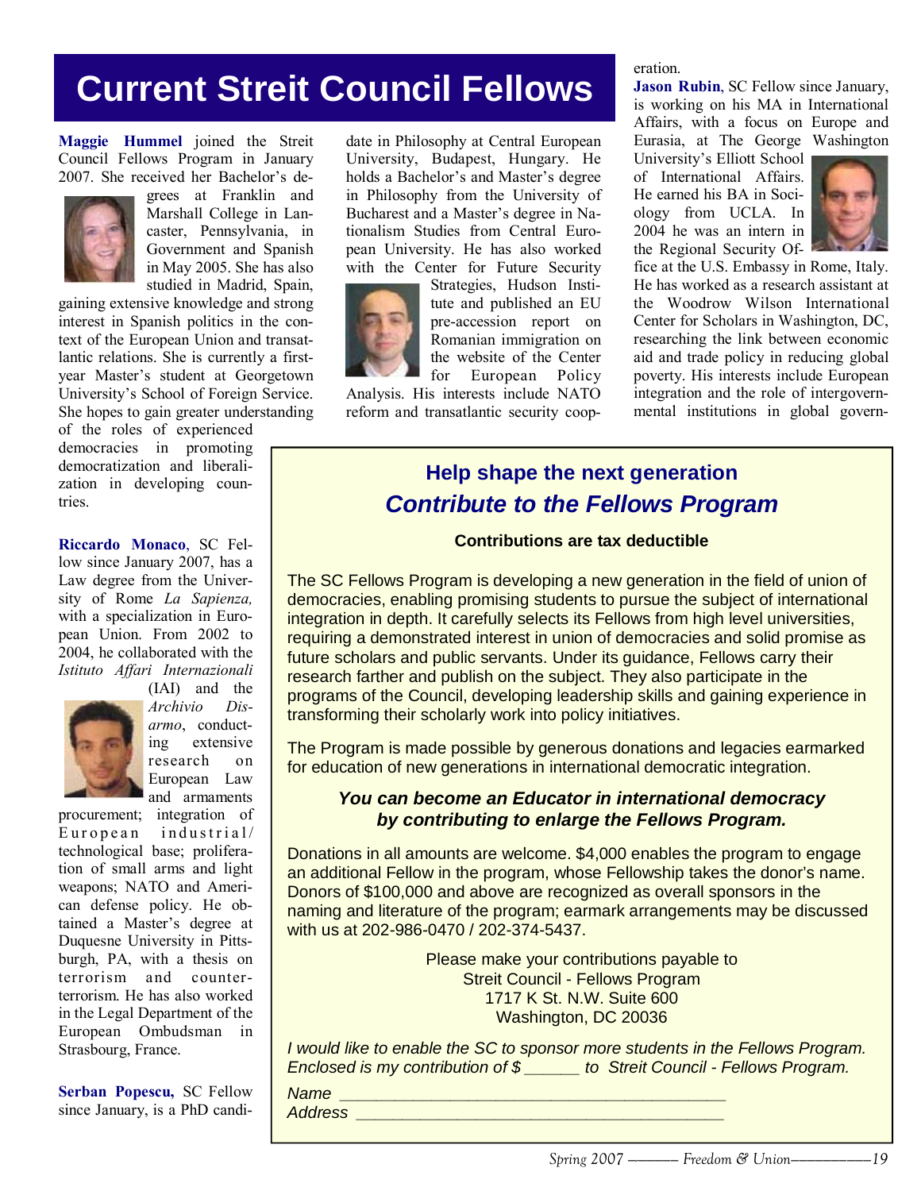# Current Streit Council Fellows

**Maggie Hummel** joined the Streit Council Fellows Program in January 2007. She received her Bachelor's degrees at Franklin and Marshall College in Lancaster, Pennsylvania, in Government and Spanish in May 2005. She has also studied in Madrid, Spain, gaining extensive knowledge and strong interest in Spanish politics in the context of the European Union and transatlantic relations. She is currently a first-year Master's student at Georgetown University's School of Foreign Service. She hopes to gain greater understanding of the roles of experienced democracies in promoting democratization and liberalization in developing countries.

**Riccardo Monaco**, SC Fellow since January 2007, has a Law degree from the University of Rome *La Sapienza,* with a specialization in European Union. From 2002 to 2004, he collaborated with the *Istituto Affari Internazionali* (IAI) and the *Archivio Disarmo*, conducting extensive research on European Law and armaments procurement; integration of European industrial/technological base; proliferation of small arms and light weapons; NATO and American defense policy. He obtained a Master's degree at Duquesne University in Pittsburgh, PA, with a thesis on terrorism and counterterrorism. He has also worked in the Legal Department of the European Ombudsman in Strasbourg, France.

**Serban Popescu,** SC Fellow since January, is a PhD candidate in Philosophy at Central European University, Budapest, Hungary. He holds a Bachelor's and Master's degree in Philosophy from the University of Bucharest and a Master's degree in Nationalism Studies from Central European University. He has also worked with the Center for Future Security Strategies, Hudson Institute and published an EU pre-accession report on Romanian immigration on the website of the Center for European Policy Analysis. His interests include NATO reform and transatlantic security cooperation.

**Jason Rubin**, SC Fellow since January, is working on his MA in International Affairs, with a focus on Europe and Eurasia, at The George Washington University's Elliott School of International Affairs. He earned his BA in Sociology from UCLA. In 2004 he was an intern in the Regional Security Office at the U.S. Embassy in Rome, Italy. He has worked as a research assistant at the Woodrow Wilson International Center for Scholars in Washington, DC, researching the link between economic aid and trade policy in reducing global poverty. His interests include European integration and the role of intergovernmental institutions in global govern-

## Help shape the next generation
## *Contribute to the Fellows Program*

**Contributions are tax deductible**

The SC Fellows Program is developing a new generation in the field of union of democracies, enabling promising students to pursue the subject of international integration in depth. It carefully selects its Fellows from high level universities, requiring a demonstrated interest in union of democracies and solid promise as future scholars and public servants. Under its guidance, Fellows carry their research farther and publish on the subject. They also participate in the programs of the Council, developing leadership skills and gaining experience in transforming their scholarly work into policy initiatives.

The Program is made possible by generous donations and legacies earmarked for education of new generations in international democratic integration.

***You can become an Educator in international democracy by contributing to enlarge the Fellows Program.***

Donations in all amounts are welcome. $4,000 enables the program to engage an additional Fellow in the program, whose Fellowship takes the donor's name. Donors of $100,000 and above are recognized as overall sponsors in the naming and literature of the program; earmark arrangements may be discussed with us at 202-986-0470 / 202-374-5437.

Please make your contributions payable to
Streit Council - Fellows Program
1717 K St. N.W. Suite 600
Washington, DC 20036

*I would like to enable the SC to sponsor more students in the Fellows Program. Enclosed is my contribution of $ ______ to Streit Council - Fellows Program.*

*Name* ____________________________________________

*Address* __________________________________________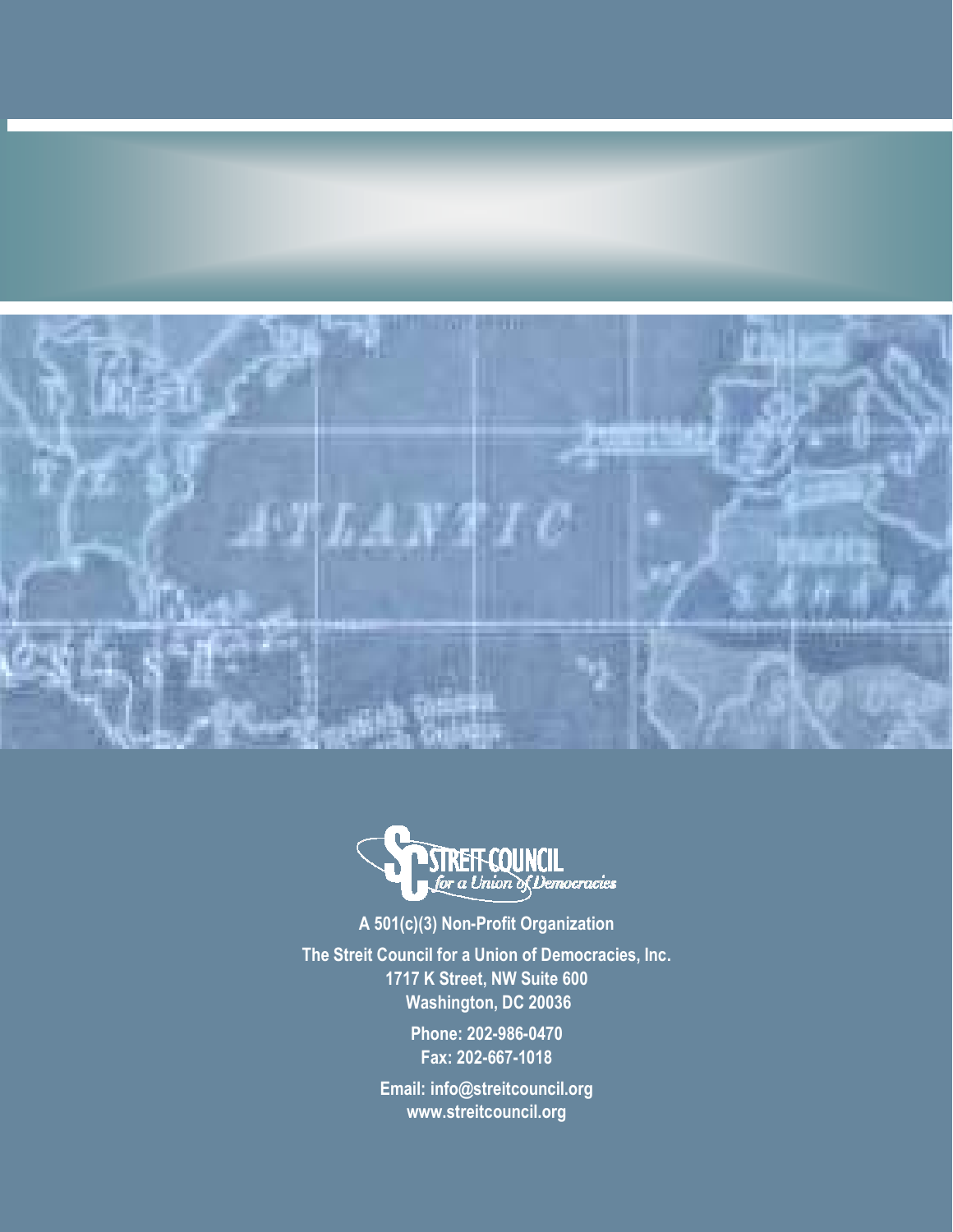STREIT COUNCIL

*for a Union of Democracies*

**A 501(c)(3) Non-Profit Organization**

**The Streit Council for a Union of Democracies, Inc.**
**1717 K Street, NW Suite 600**
**Washington, DC 20036**

**Phone: 202-986-0470**
**Fax: 202-667-1018**

**Email: info@streitcouncil.org**
**www.streitcouncil.org**